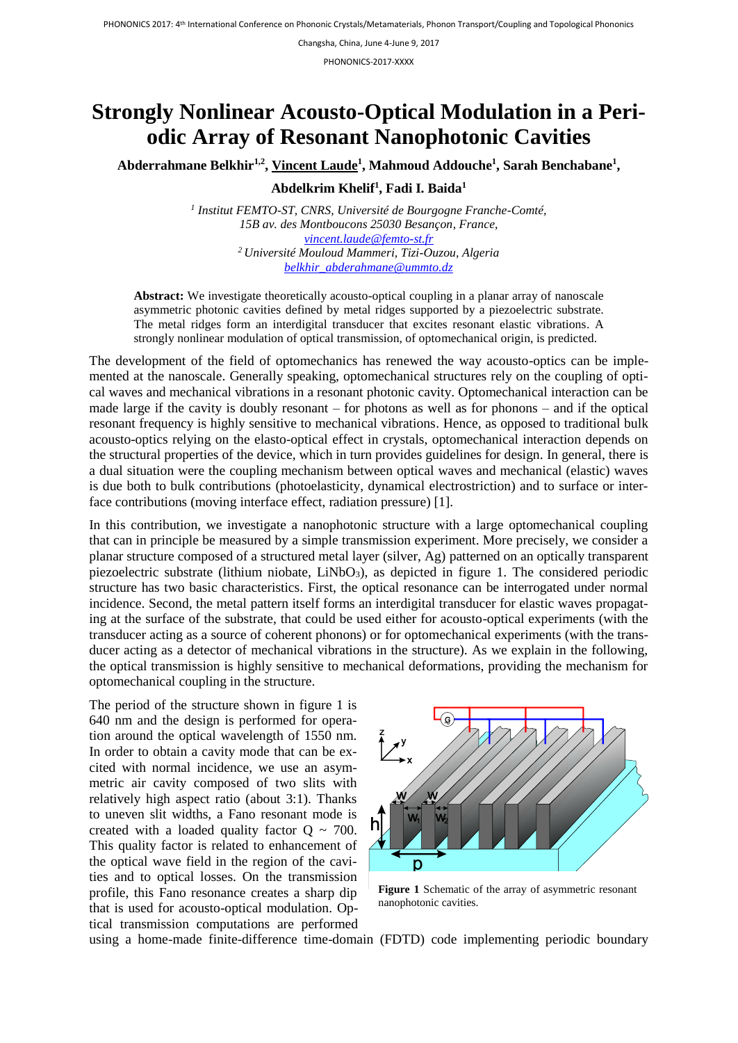# Strongly Nonlinear Acousto-Optical Modulation in a Periodic Array of Resonant Nanophotonic Cavities

**Abderrahmane Belkhir[1,2], Vincent Laude[1], Mahmoud Addouche[1], Sarah Benchabane[1], Abdelkrim Khelif[1], Fadi I. Baida[1]**

[1] *Institut FEMTO-ST, CNRS, Université de Bourgogne Franche-Comté, 15B av. des Montboucons 25030 Besançon, France,*
*vincent.laude@femto-st.fr*
[2] *Université Mouloud Mammeri, Tizi-Ouzou, Algeria*
*belkhir_abderahmane@ummto.dz*

**Abstract:** We investigate theoretically acousto-optical coupling in a planar array of nanoscale asymmetric photonic cavities defined by metal ridges supported by a piezoelectric substrate. The metal ridges form an interdigital transducer that excites resonant elastic vibrations. A strongly nonlinear modulation of optical transmission, of optomechanical origin, is predicted.

The development of the field of optomechanics has renewed the way acousto-optics can be implemented at the nanoscale. Generally speaking, optomechanical structures rely on the coupling of optical waves and mechanical vibrations in a resonant photonic cavity. Optomechanical interaction can be made large if the cavity is doubly resonant – for photons as well as for phonons – and if the optical resonant frequency is highly sensitive to mechanical vibrations. Hence, as opposed to traditional bulk acousto-optics relying on the elasto-optical effect in crystals, optomechanical interaction depends on the structural properties of the device, which in turn provides guidelines for design. In general, there is a dual situation were the coupling mechanism between optical waves and mechanical (elastic) waves is due both to bulk contributions (photoelasticity, dynamical electrostriction) and to surface or interface contributions (moving interface effect, radiation pressure) [1].

In this contribution, we investigate a nanophotonic structure with a large optomechanical coupling that can in principle be measured by a simple transmission experiment. More precisely, we consider a planar structure composed of a structured metal layer (silver, Ag) patterned on an optically transparent piezoelectric substrate (lithium niobate, $LiNbO_3$), as depicted in figure 1. The considered periodic structure has two basic characteristics. First, the optical resonance can be interrogated under normal incidence. Second, the metal pattern itself forms an interdigital transducer for elastic waves propagating at the surface of the substrate, that could be used either for acousto-optical experiments (with the transducer acting as a source of coherent phonons) or for optomechanical experiments (with the transducer acting as a detector of mechanical vibrations in the structure). As we explain in the following, the optical transmission is highly sensitive to mechanical deformations, providing the mechanism for optomechanical coupling in the structure.

The period of the structure shown in figure 1 is 640 nm and the design is performed for operation around the optical wavelength of 1550 nm. In order to obtain a cavity mode that can be excited with normal incidence, we use an asymmetric air cavity composed of two slits with relatively high aspect ratio (about 3:1). Thanks to uneven slit widths, a Fano resonant mode is created with a loaded quality factor Q ~ 700. This quality factor is related to enhancement of the optical wave field in the region of the cavities and to optical losses. On the transmission profile, this Fano resonance creates a sharp dip that is used for acousto-optical modulation. Optical transmission computations are performed using a home-made finite-difference time-domain (FDTD) code implementing periodic boundary

**Figure 1** Schematic of the array of asymmetric resonant nanophotonic cavities.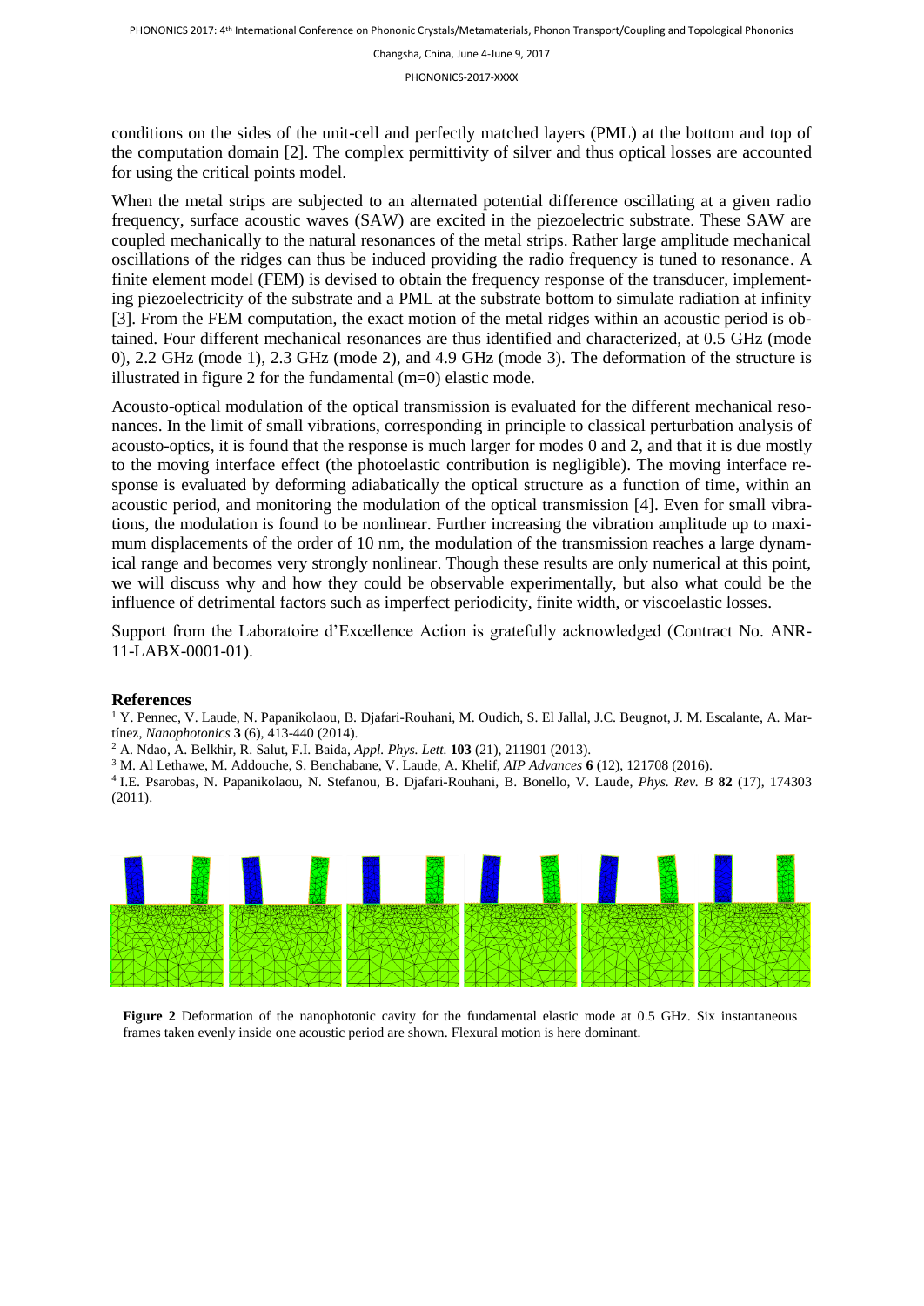conditions on the sides of the unit-cell and perfectly matched layers (PML) at the bottom and top of the computation domain [2]. The complex permittivity of silver and thus optical losses are accounted for using the critical points model.

When the metal strips are subjected to an alternated potential difference oscillating at a given radio frequency, surface acoustic waves (SAW) are excited in the piezoelectric substrate. These SAW are coupled mechanically to the natural resonances of the metal strips. Rather large amplitude mechanical oscillations of the ridges can thus be induced providing the radio frequency is tuned to resonance. A finite element model (FEM) is devised to obtain the frequency response of the transducer, implementing piezoelectricity of the substrate and a PML at the substrate bottom to simulate radiation at infinity [3]. From the FEM computation, the exact motion of the metal ridges within an acoustic period is obtained. Four different mechanical resonances are thus identified and characterized, at 0.5 GHz (mode 0), 2.2 GHz (mode 1), 2.3 GHz (mode 2), and 4.9 GHz (mode 3). The deformation of the structure is illustrated in figure 2 for the fundamental (m=0) elastic mode.

Acousto-optical modulation of the optical transmission is evaluated for the different mechanical resonances. In the limit of small vibrations, corresponding in principle to classical perturbation analysis of acousto-optics, it is found that the response is much larger for modes 0 and 2, and that it is due mostly to the moving interface effect (the photoelastic contribution is negligible). The moving interface response is evaluated by deforming adiabatically the optical structure as a function of time, within an acoustic period, and monitoring the modulation of the optical transmission [4]. Even for small vibrations, the modulation is found to be nonlinear. Further increasing the vibration amplitude up to maximum displacements of the order of 10 nm, the modulation of the transmission reaches a large dynamical range and becomes very strongly nonlinear. Though these results are only numerical at this point, we will discuss why and how they could be observable experimentally, but also what could be the influence of detrimental factors such as imperfect periodicity, finite width, or viscoelastic losses.

Support from the Laboratoire d'Excellence Action is gratefully acknowledged (Contract No. ANR-11-LABX-0001-01).

## References

[1] Y. Pennec, V. Laude, N. Papanikolaou, B. Djafari-Rouhani, M. Oudich, S. El Jallal, J.C. Beugnot, J. M. Escalante, A. Martínez, *Nanophotonics* **3** (6), 413-440 (2014).

[2] A. Ndao, A. Belkhir, R. Salut, F.I. Baida, *Appl. Phys. Lett.* **103** (21), 211901 (2013).

[3] M. Al Lethawe, M. Addouche, S. Benchabane, V. Laude, A. Khelif, *AIP Advances* **6** (12), 121708 (2016).

[4] I.E. Psarobas, N. Papanikolaou, N. Stefanou, B. Djafari-Rouhani, B. Bonello, V. Laude, *Phys. Rev. B* **82** (17), 174303 (2011).

**Figure 2** Deformation of the nanophotonic cavity for the fundamental elastic mode at 0.5 GHz. Six instantaneous frames taken evenly inside one acoustic period are shown. Flexural motion is here dominant.